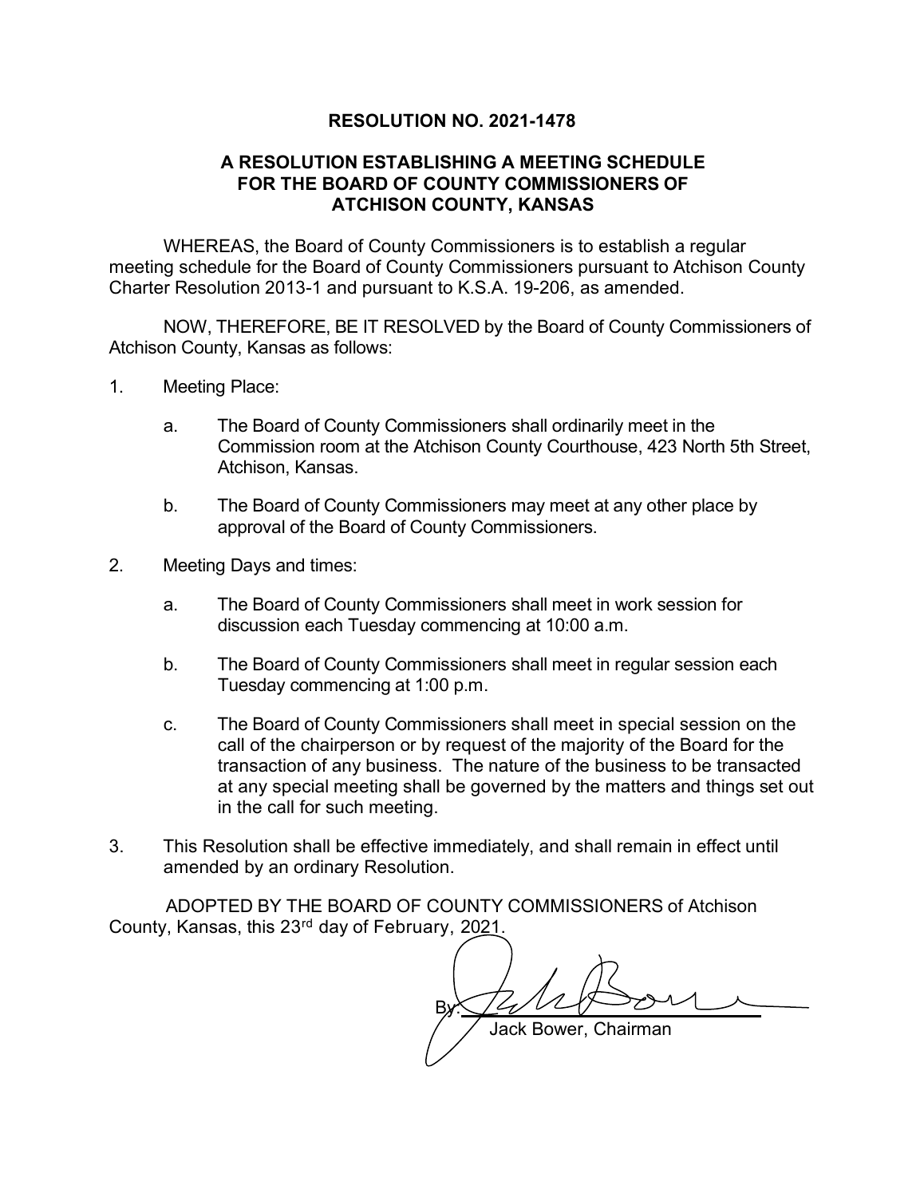# RESOLUTION NO. 2021-1478

## A RESOLUTION ESTABLISHING A MEETING SCHEDULE FOR THE BOARD OF COUNTY COMMISSIONERS OF ATCHISON COUNTY, KANSAS

WHEREAS, the Board of County Commissioners is to establish a regular meeting schedule for the Board of County Commissioners pursuant to Atchison County Charter Resolution 2013-1 and pursuant to K.S.A. 19-206, as amended.

NOW, THEREFORE, BE IT RESOLVED by the Board of County Commissioners of Atchison County, Kansas as follows:

1. Meeting Place:

   a. The Board of County Commissioners shall ordinarily meet in the Commission room at the Atchison County Courthouse, 423 North 5th Street, Atchison, Kansas.

   b. The Board of County Commissioners may meet at any other place by approval of the Board of County Commissioners.

2. Meeting Days and times:

   a. The Board of County Commissioners shall meet in work session for discussion each Tuesday commencing at 10:00 a.m.

   b. The Board of County Commissioners shall meet in regular session each Tuesday commencing at 1:00 p.m.

   c. The Board of County Commissioners shall meet in special session on the call of the chairperson or by request of the majority of the Board for the transaction of any business. The nature of the business to be transacted at any special meeting shall be governed by the matters and things set out in the call for such meeting.

3. This Resolution shall be effective immediately, and shall remain in effect until amended by an ordinary Resolution.

ADOPTED BY THE BOARD OF COUNTY COMMISSIONERS of Atchison County, Kansas, this 23rd day of February, 2021.

By: ______________________________

Jack Bower, Chairman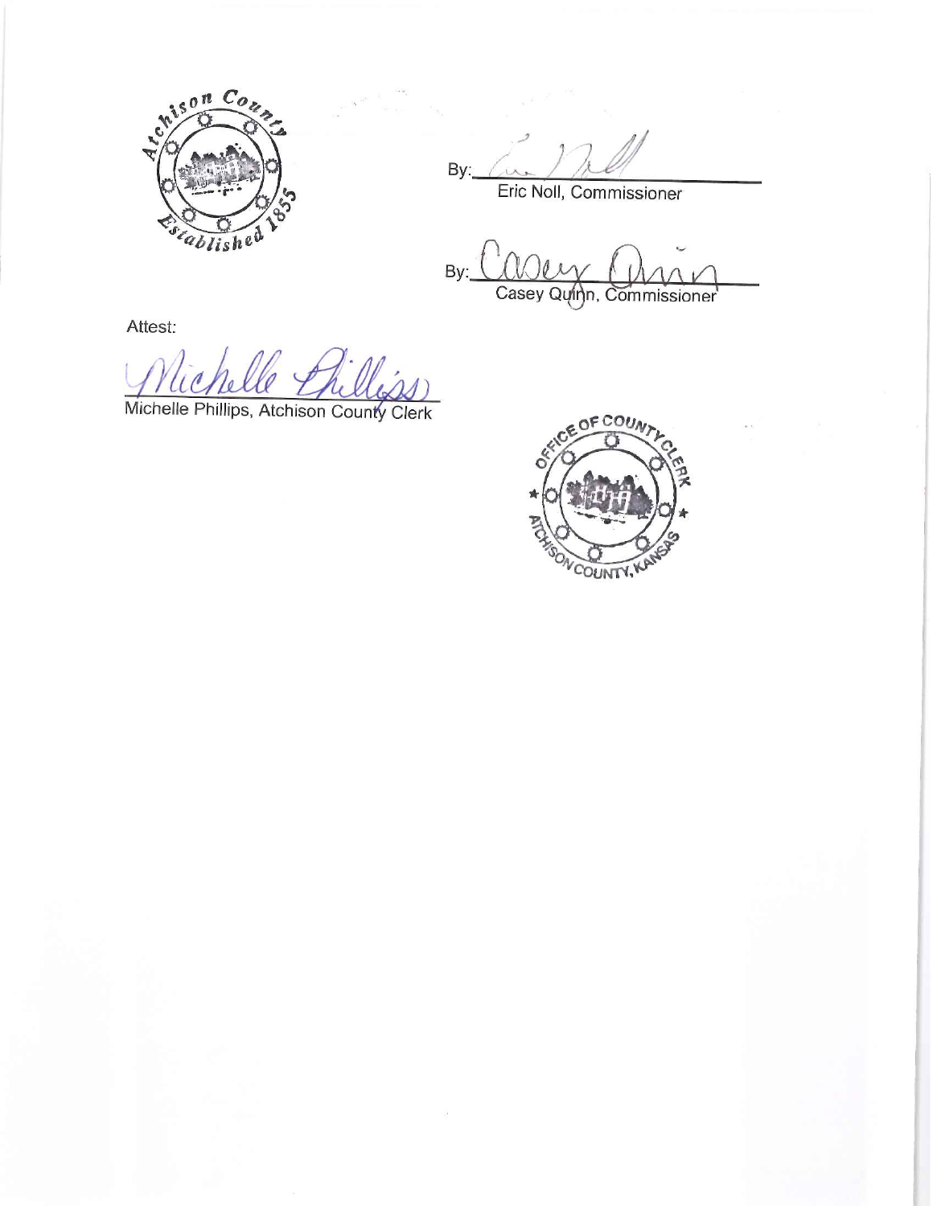By: ______________________

Eric Noll, Commissioner

By: ______________________

Casey Quinn, Commissioner

Attest:

______________________

Michelle Phillips, Atchison County Clerk